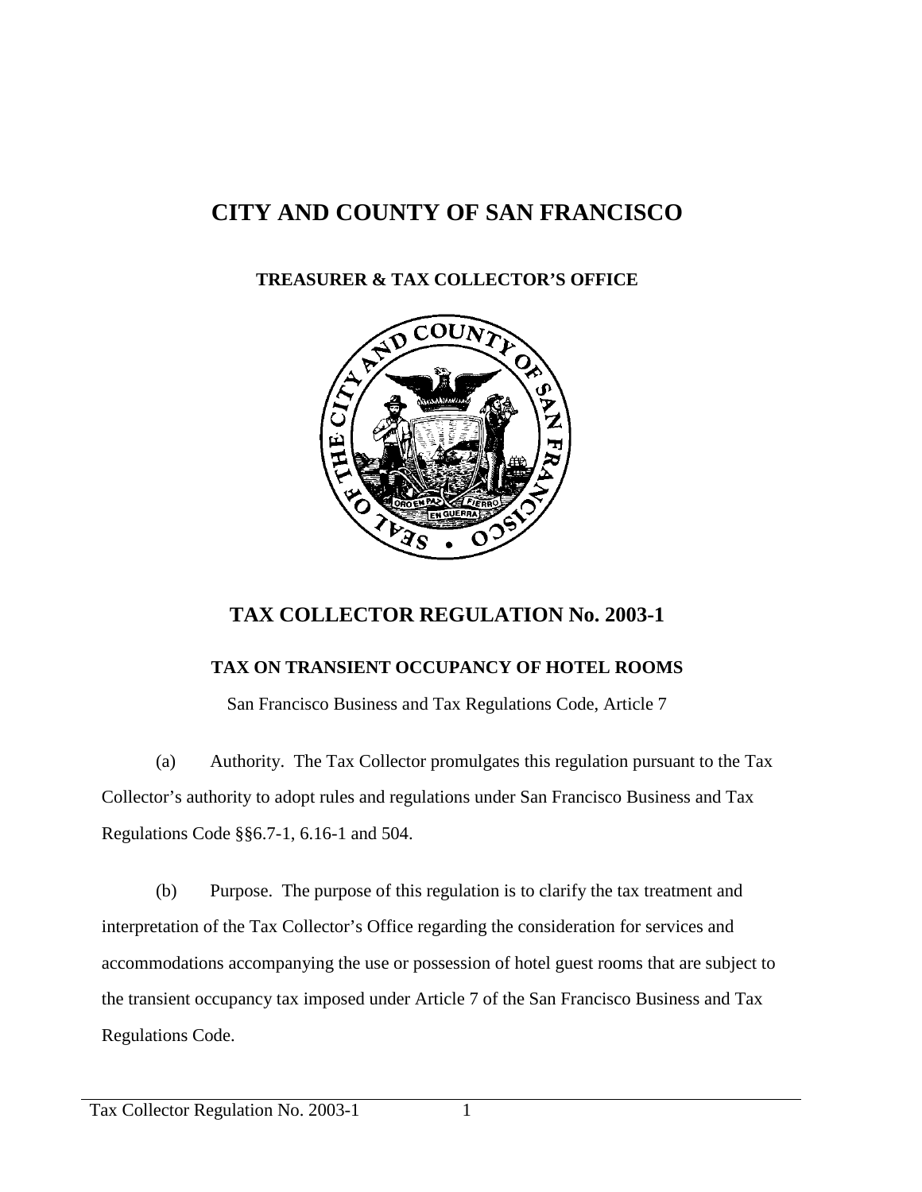# CITY AND COUNTY OF SAN FRANCISCO

## TREASURER & TAX COLLECTOR'S OFFICE

## TAX COLLECTOR REGULATION No. 2003-1

### TAX ON TRANSIENT OCCUPANCY OF HOTEL ROOMS

San Francisco Business and Tax Regulations Code, Article 7

(a) Authority. The Tax Collector promulgates this regulation pursuant to the Tax Collector's authority to adopt rules and regulations under San Francisco Business and Tax Regulations Code §§6.7-1, 6.16-1 and 504.

(b) Purpose. The purpose of this regulation is to clarify the tax treatment and interpretation of the Tax Collector's Office regarding the consideration for services and accommodations accompanying the use or possession of hotel guest rooms that are subject to the transient occupancy tax imposed under Article 7 of the San Francisco Business and Tax Regulations Code.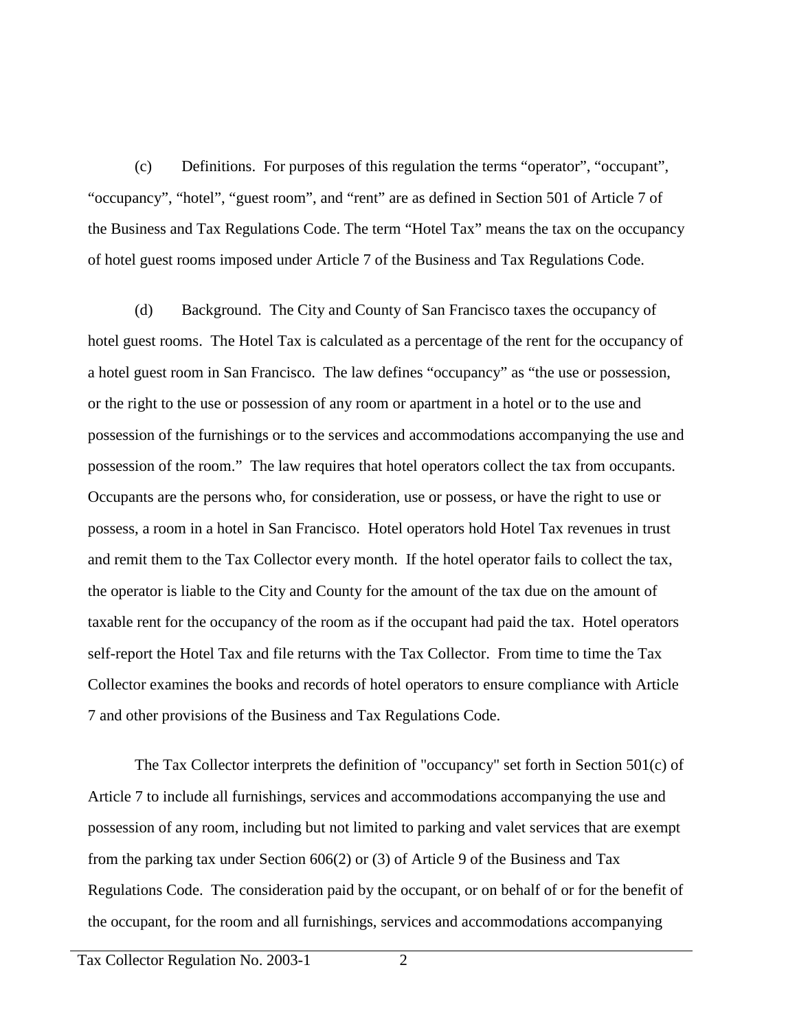(c) Definitions. For purposes of this regulation the terms “operator”, “occupant”, “occupancy”, “hotel”, “guest room”, and “rent” are as defined in Section 501 of Article 7 of the Business and Tax Regulations Code. The term “Hotel Tax” means the tax on the occupancy of hotel guest rooms imposed under Article 7 of the Business and Tax Regulations Code.

(d) Background. The City and County of San Francisco taxes the occupancy of hotel guest rooms. The Hotel Tax is calculated as a percentage of the rent for the occupancy of a hotel guest room in San Francisco. The law defines “occupancy” as “the use or possession, or the right to the use or possession of any room or apartment in a hotel or to the use and possession of the furnishings or to the services and accommodations accompanying the use and possession of the room.” The law requires that hotel operators collect the tax from occupants. Occupants are the persons who, for consideration, use or possess, or have the right to use or possess, a room in a hotel in San Francisco. Hotel operators hold Hotel Tax revenues in trust and remit them to the Tax Collector every month. If the hotel operator fails to collect the tax, the operator is liable to the City and County for the amount of the tax due on the amount of taxable rent for the occupancy of the room as if the occupant had paid the tax. Hotel operators self-report the Hotel Tax and file returns with the Tax Collector. From time to time the Tax Collector examines the books and records of hotel operators to ensure compliance with Article 7 and other provisions of the Business and Tax Regulations Code.

The Tax Collector interprets the definition of "occupancy" set forth in Section 501(c) of Article 7 to include all furnishings, services and accommodations accompanying the use and possession of any room, including but not limited to parking and valet services that are exempt from the parking tax under Section 606(2) or (3) of Article 9 of the Business and Tax Regulations Code. The consideration paid by the occupant, or on behalf of or for the benefit of the occupant, for the room and all furnishings, services and accommodations accompanying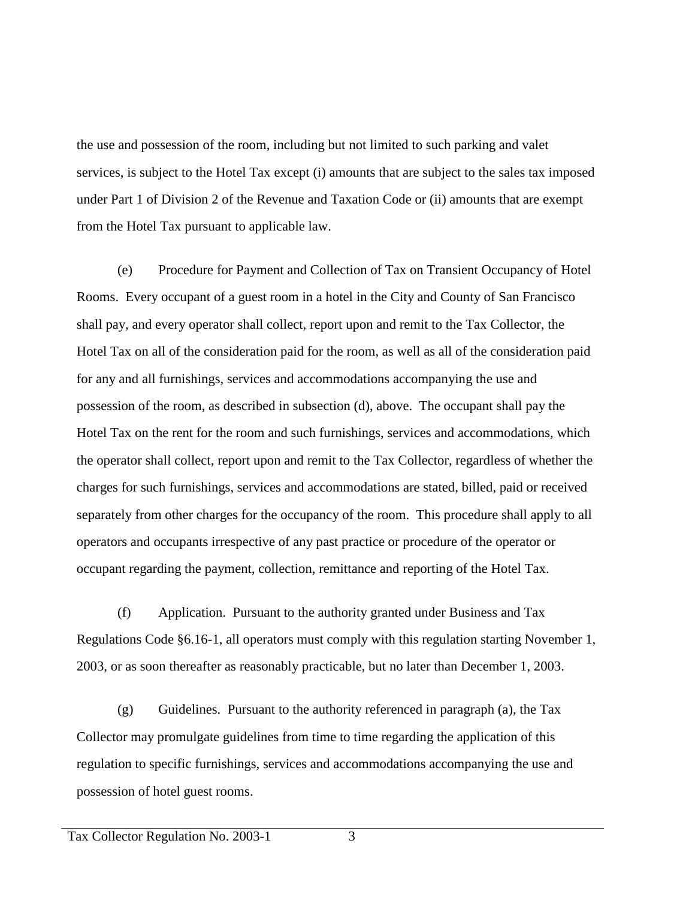the use and possession of the room, including but not limited to such parking and valet services, is subject to the Hotel Tax except (i) amounts that are subject to the sales tax imposed under Part 1 of Division 2 of the Revenue and Taxation Code or (ii) amounts that are exempt from the Hotel Tax pursuant to applicable law.

(e) Procedure for Payment and Collection of Tax on Transient Occupancy of Hotel Rooms. Every occupant of a guest room in a hotel in the City and County of San Francisco shall pay, and every operator shall collect, report upon and remit to the Tax Collector, the Hotel Tax on all of the consideration paid for the room, as well as all of the consideration paid for any and all furnishings, services and accommodations accompanying the use and possession of the room, as described in subsection (d), above. The occupant shall pay the Hotel Tax on the rent for the room and such furnishings, services and accommodations, which the operator shall collect, report upon and remit to the Tax Collector, regardless of whether the charges for such furnishings, services and accommodations are stated, billed, paid or received separately from other charges for the occupancy of the room. This procedure shall apply to all operators and occupants irrespective of any past practice or procedure of the operator or occupant regarding the payment, collection, remittance and reporting of the Hotel Tax.

(f) Application. Pursuant to the authority granted under Business and Tax Regulations Code §6.16-1, all operators must comply with this regulation starting November 1, 2003, or as soon thereafter as reasonably practicable, but no later than December 1, 2003.

(g) Guidelines. Pursuant to the authority referenced in paragraph (a), the Tax Collector may promulgate guidelines from time to time regarding the application of this regulation to specific furnishings, services and accommodations accompanying the use and possession of hotel guest rooms.